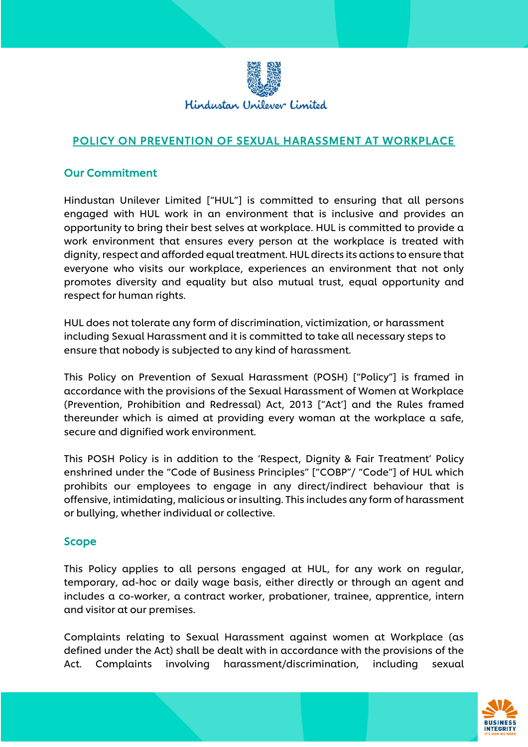Hindustan Unilever Limited

# POLICY ON PREVENTION OF SEXUAL HARASSMENT AT WORKPLACE

## Our Commitment

Hindustan Unilever Limited ["HUL"] is committed to ensuring that all persons engaged with HUL work in an environment that is inclusive and provides an opportunity to bring their best selves at workplace. HUL is committed to provide a work environment that ensures every person at the workplace is treated with dignity, respect and afforded equal treatment. HUL directs its actions to ensure that everyone who visits our workplace, experiences an environment that not only promotes diversity and equality but also mutual trust, equal opportunity and respect for human rights.

HUL does not tolerate any form of discrimination, victimization, or harassment including Sexual Harassment and it is committed to take all necessary steps to ensure that nobody is subjected to any kind of harassment.

This Policy on Prevention of Sexual Harassment (POSH) ["Policy"] is framed in accordance with the provisions of the Sexual Harassment of Women at Workplace (Prevention, Prohibition and Redressal) Act, 2013 ["Act'] and the Rules framed thereunder which is aimed at providing every woman at the workplace a safe, secure and dignified work environment.

This POSH Policy is in addition to the 'Respect, Dignity & Fair Treatment' Policy enshrined under the "Code of Business Principles" ["COBP"/ "Code"] of HUL which prohibits our employees to engage in any direct/indirect behaviour that is offensive, intimidating, malicious or insulting. This includes any form of harassment or bullying, whether individual or collective.

## Scope

This Policy applies to all persons engaged at HUL, for any work on regular, temporary, ad-hoc or daily wage basis, either directly or through an agent and includes a co-worker, a contract worker, probationer, trainee, apprentice, intern and visitor at our premises.

Complaints relating to Sexual Harassment against women at Workplace (as defined under the Act) shall be dealt with in accordance with the provisions of the Act. Complaints involving harassment/discrimination, including sexual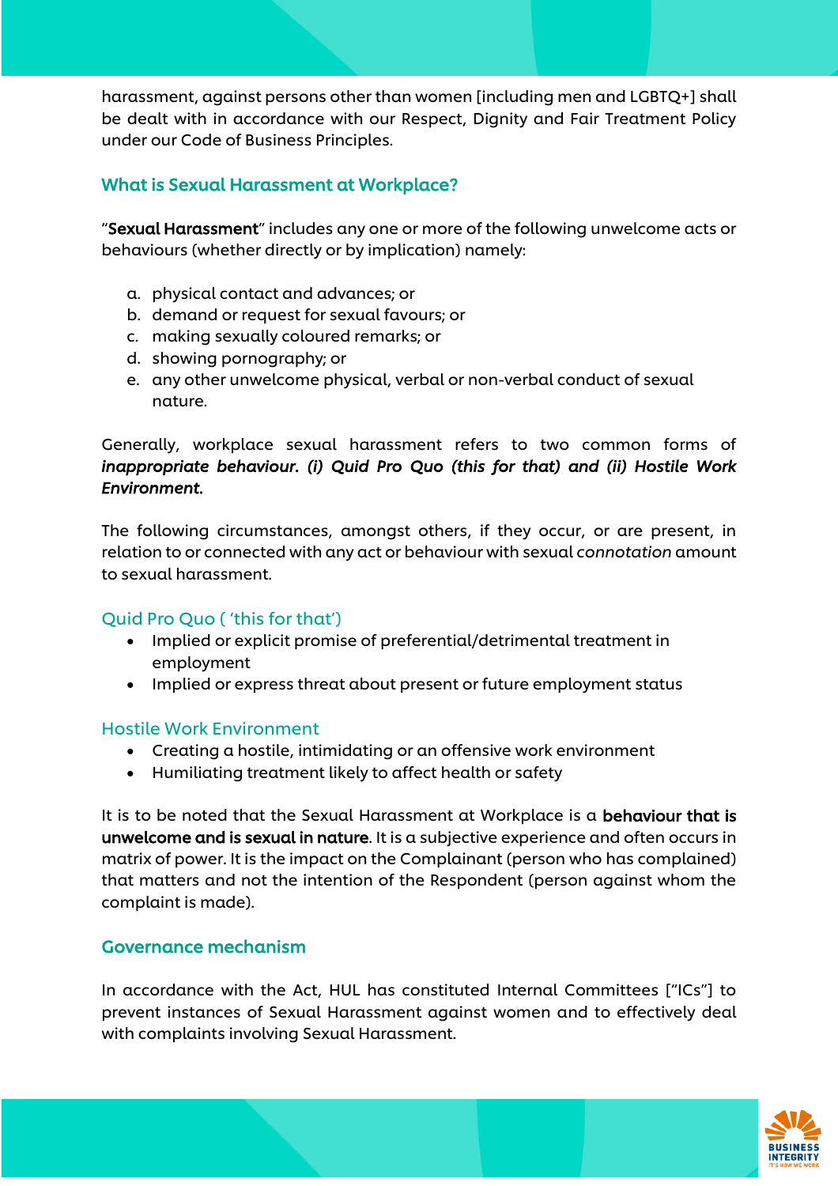harassment, against persons other than women [including men and LGBTQ+] shall be dealt with in accordance with our Respect, Dignity and Fair Treatment Policy under our Code of Business Principles.

## What is Sexual Harassment at Workplace?

"**Sexual Harassment**" includes any one or more of the following unwelcome acts or behaviours (whether directly or by implication) namely:

a. physical contact and advances; or
b. demand or request for sexual favours; or
c. making sexually coloured remarks; or
d. showing pornography; or
e. any other unwelcome physical, verbal or non-verbal conduct of sexual nature.

Generally, workplace sexual harassment refers to two common forms of ***inappropriate behaviour. (i) Quid Pro Quo (this for that) and (ii) Hostile Work Environment.***

The following circumstances, amongst others, if they occur, or are present, in relation to or connected with any act or behaviour with sexual *connotation* amount to sexual harassment.

### Quid Pro Quo ( 'this for that')

- Implied or explicit promise of preferential/detrimental treatment in employment
- Implied or express threat about present or future employment status

### Hostile Work Environment

- Creating a hostile, intimidating or an offensive work environment
- Humiliating treatment likely to affect health or safety

It is to be noted that the Sexual Harassment at Workplace is a **behaviour that is unwelcome and is sexual in nature**. It is a subjective experience and often occurs in matrix of power. It is the impact on the Complainant (person who has complained) that matters and not the intention of the Respondent (person against whom the complaint is made).

## Governance mechanism

In accordance with the Act, HUL has constituted Internal Committees ["ICs"] to prevent instances of Sexual Harassment against women and to effectively deal with complaints involving Sexual Harassment.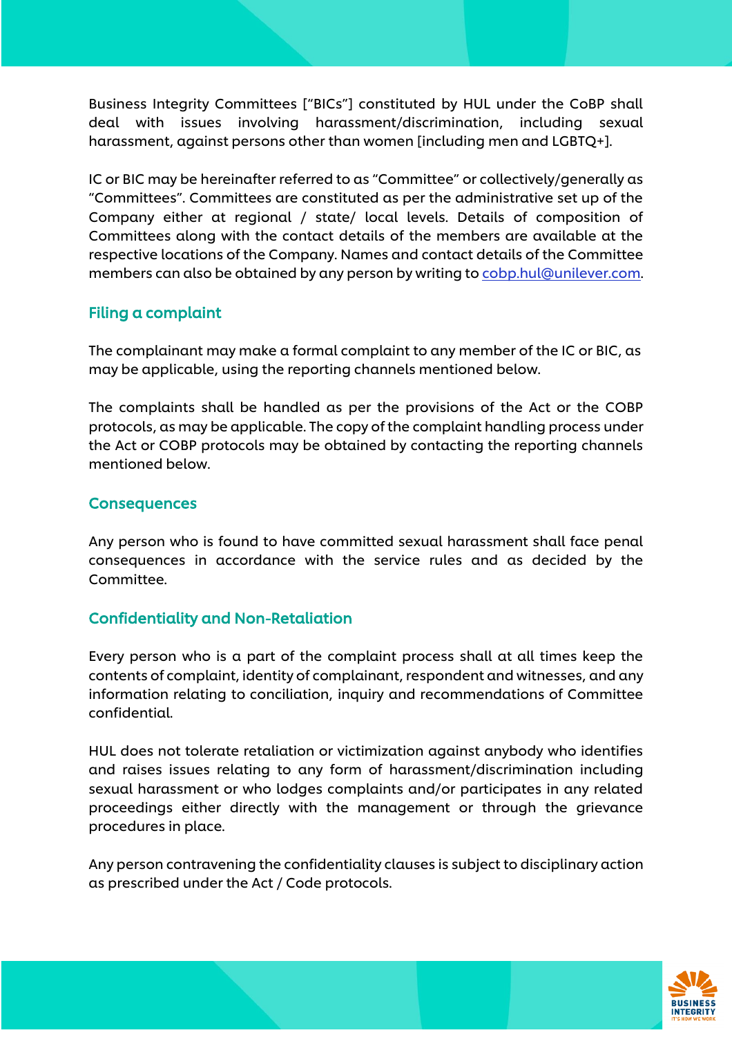Business Integrity Committees ["BICs"] constituted by HUL under the CoBP shall deal with issues involving harassment/discrimination, including sexual harassment, against persons other than women [including men and LGBTQ+].

IC or BIC may be hereinafter referred to as "Committee" or collectively/generally as "Committees". Committees are constituted as per the administrative set up of the Company either at regional / state/ local levels. Details of composition of Committees along with the contact details of the members are available at the respective locations of the Company. Names and contact details of the Committee members can also be obtained by any person by writing to cobp.hul@unilever.com.

## Filing a complaint

The complainant may make a formal complaint to any member of the IC or BIC, as may be applicable, using the reporting channels mentioned below.

The complaints shall be handled as per the provisions of the Act or the COBP protocols, as may be applicable. The copy of the complaint handling process under the Act or COBP protocols may be obtained by contacting the reporting channels mentioned below.

## Consequences

Any person who is found to have committed sexual harassment shall face penal consequences in accordance with the service rules and as decided by the Committee.

## Confidentiality and Non-Retaliation

Every person who is a part of the complaint process shall at all times keep the contents of complaint, identity of complainant, respondent and witnesses, and any information relating to conciliation, inquiry and recommendations of Committee confidential.

HUL does not tolerate retaliation or victimization against anybody who identifies and raises issues relating to any form of harassment/discrimination including sexual harassment or who lodges complaints and/or participates in any related proceedings either directly with the management or through the grievance procedures in place.

Any person contravening the confidentiality clauses is subject to disciplinary action as prescribed under the Act / Code protocols.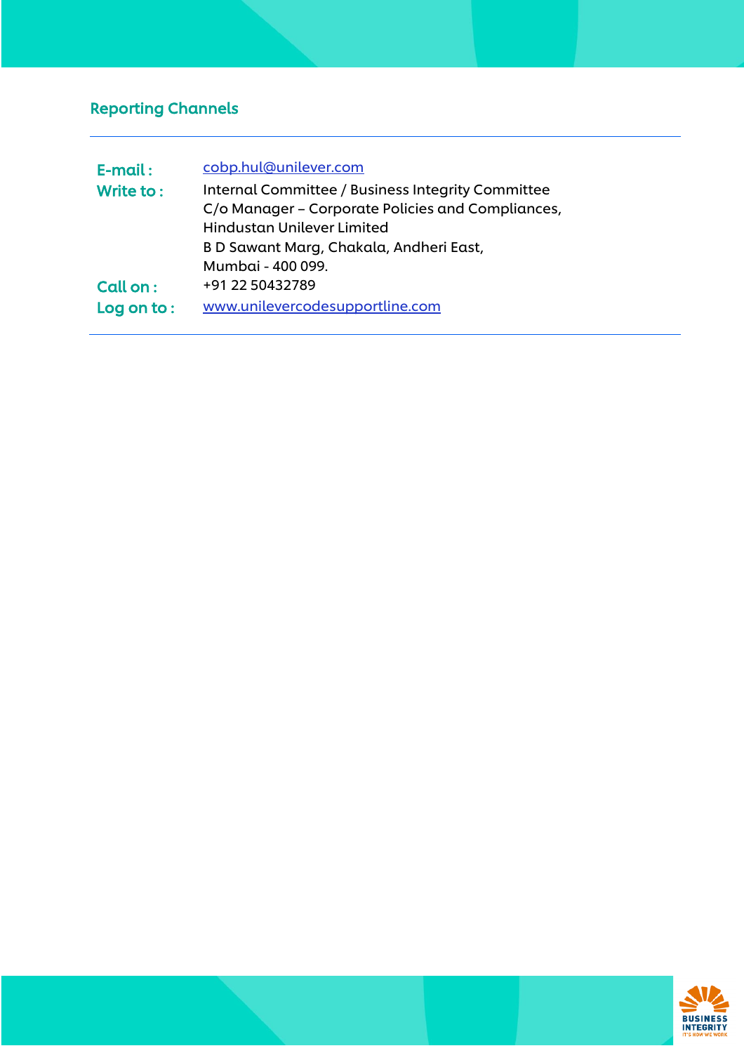## Reporting Channels

| | |
|---|---|
| **E-mail :** | cobp.hul@unilever.com |
| **Write to :** | Internal Committee / Business Integrity Committee<br>C/o Manager – Corporate Policies and Compliances,<br>Hindustan Unilever Limited<br>B D Sawant Marg, Chakala, Andheri East,<br>Mumbai - 400 099. |
| **Call on :** | +91 22 50432789 |
| **Log on to :** | www.unilevercodesupportline.com |